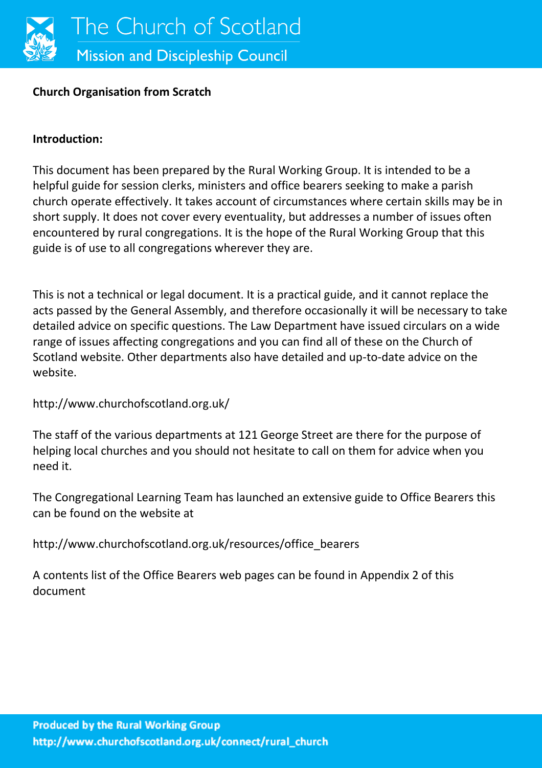**Church Organisation from Scratch**

**Introduction:**

This document has been prepared by the Rural Working Group. It is intended to be a helpful guide for session clerks, ministers and office bearers seeking to make a parish church operate effectively. It takes account of circumstances where certain skills may be in short supply. It does not cover every eventuality, but addresses a number of issues often encountered by rural congregations. It is the hope of the Rural Working Group that this guide is of use to all congregations wherever they are.

This is not a technical or legal document. It is a practical guide, and it cannot replace the acts passed by the General Assembly, and therefore occasionally it will be necessary to take detailed advice on specific questions. The Law Department have issued circulars on a wide range of issues affecting congregations and you can find all of these on the Church of Scotland website. Other departments also have detailed and up-to-date advice on the website.

http://www.churchofscotland.org.uk/

The staff of the various departments at 121 George Street are there for the purpose of helping local churches and you should not hesitate to call on them for advice when you need it.

The Congregational Learning Team has launched an extensive guide to Office Bearers this can be found on the website at

http://www.churchofscotland.org.uk/resources/office_bearers

A contents list of the Office Bearers web pages can be found in Appendix 2 of this document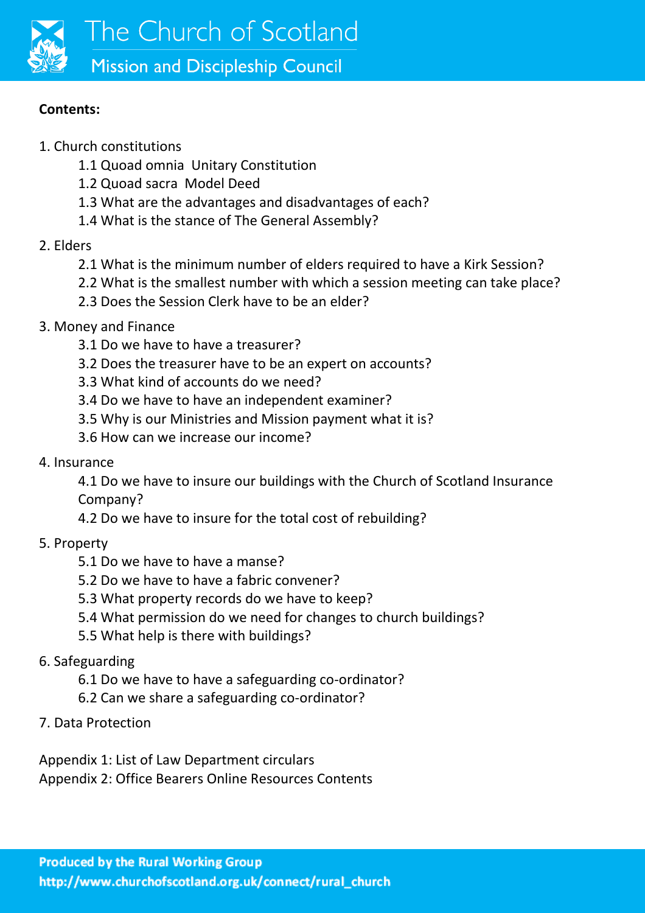**Contents:**

1. Church constitutions
    - 1.1 Quoad omnia Unitary Constitution
    - 1.2 Quoad sacra Model Deed
    - 1.3 What are the advantages and disadvantages of each?
    - 1.4 What is the stance of The General Assembly?
2. Elders
    - 2.1 What is the minimum number of elders required to have a Kirk Session?
    - 2.2 What is the smallest number with which a session meeting can take place?
    - 2.3 Does the Session Clerk have to be an elder?
3. Money and Finance
    - 3.1 Do we have to have a treasurer?
    - 3.2 Does the treasurer have to be an expert on accounts?
    - 3.3 What kind of accounts do we need?
    - 3.4 Do we have to have an independent examiner?
    - 3.5 Why is our Ministries and Mission payment what it is?
    - 3.6 How can we increase our income?
4. Insurance
    - 4.1 Do we have to insure our buildings with the Church of Scotland Insurance Company?
    - 4.2 Do we have to insure for the total cost of rebuilding?
5. Property
    - 5.1 Do we have to have a manse?
    - 5.2 Do we have to have a fabric convener?
    - 5.3 What property records do we have to keep?
    - 5.4 What permission do we need for changes to church buildings?
    - 5.5 What help is there with buildings?
6. Safeguarding
    - 6.1 Do we have to have a safeguarding co-ordinator?
    - 6.2 Can we share a safeguarding co-ordinator?
7. Data Protection

Appendix 1: List of Law Department circulars
Appendix 2: Office Bearers Online Resources Contents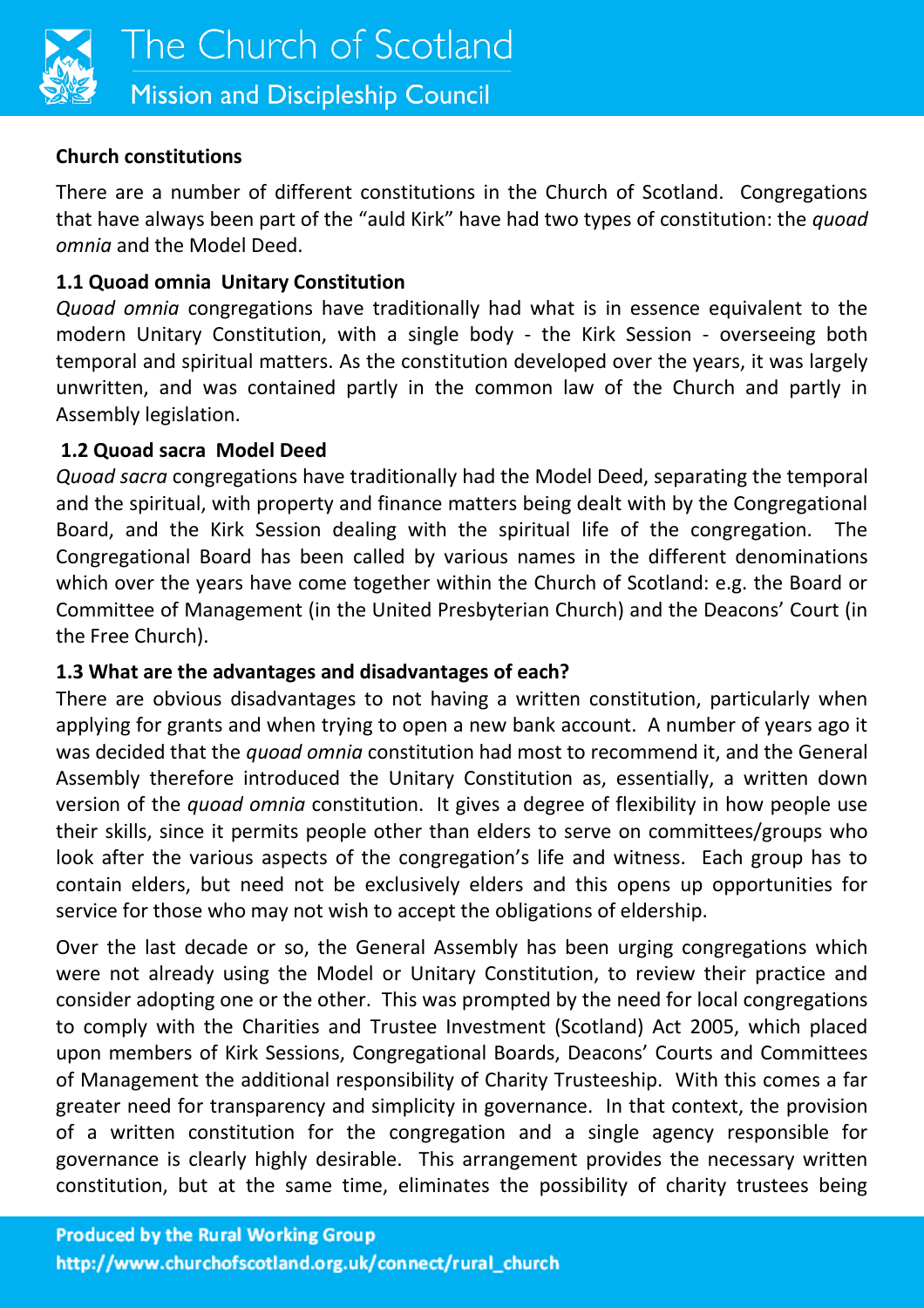**Church constitutions**

There are a number of different constitutions in the Church of Scotland. Congregations that have always been part of the "auld Kirk" have had two types of constitution: the *quoad omnia* and the Model Deed.

**1.1 Quoad omnia Unitary Constitution**

*Quoad omnia* congregations have traditionally had what is in essence equivalent to the modern Unitary Constitution, with a single body - the Kirk Session - overseeing both temporal and spiritual matters. As the constitution developed over the years, it was largely unwritten, and was contained partly in the common law of the Church and partly in Assembly legislation.

**1.2 Quoad sacra Model Deed**

*Quoad sacra* congregations have traditionally had the Model Deed, separating the temporal and the spiritual, with property and finance matters being dealt with by the Congregational Board, and the Kirk Session dealing with the spiritual life of the congregation. The Congregational Board has been called by various names in the different denominations which over the years have come together within the Church of Scotland: e.g. the Board or Committee of Management (in the United Presbyterian Church) and the Deacons' Court (in the Free Church).

**1.3 What are the advantages and disadvantages of each?**

There are obvious disadvantages to not having a written constitution, particularly when applying for grants and when trying to open a new bank account. A number of years ago it was decided that the *quoad omnia* constitution had most to recommend it, and the General Assembly therefore introduced the Unitary Constitution as, essentially, a written down version of the *quoad omnia* constitution. It gives a degree of flexibility in how people use their skills, since it permits people other than elders to serve on committees/groups who look after the various aspects of the congregation's life and witness. Each group has to contain elders, but need not be exclusively elders and this opens up opportunities for service for those who may not wish to accept the obligations of eldership.

Over the last decade or so, the General Assembly has been urging congregations which were not already using the Model or Unitary Constitution, to review their practice and consider adopting one or the other. This was prompted by the need for local congregations to comply with the Charities and Trustee Investment (Scotland) Act 2005, which placed upon members of Kirk Sessions, Congregational Boards, Deacons' Courts and Committees of Management the additional responsibility of Charity Trusteeship. With this comes a far greater need for transparency and simplicity in governance. In that context, the provision of a written constitution for the congregation and a single agency responsible for governance is clearly highly desirable. This arrangement provides the necessary written constitution, but at the same time, eliminates the possibility of charity trustees being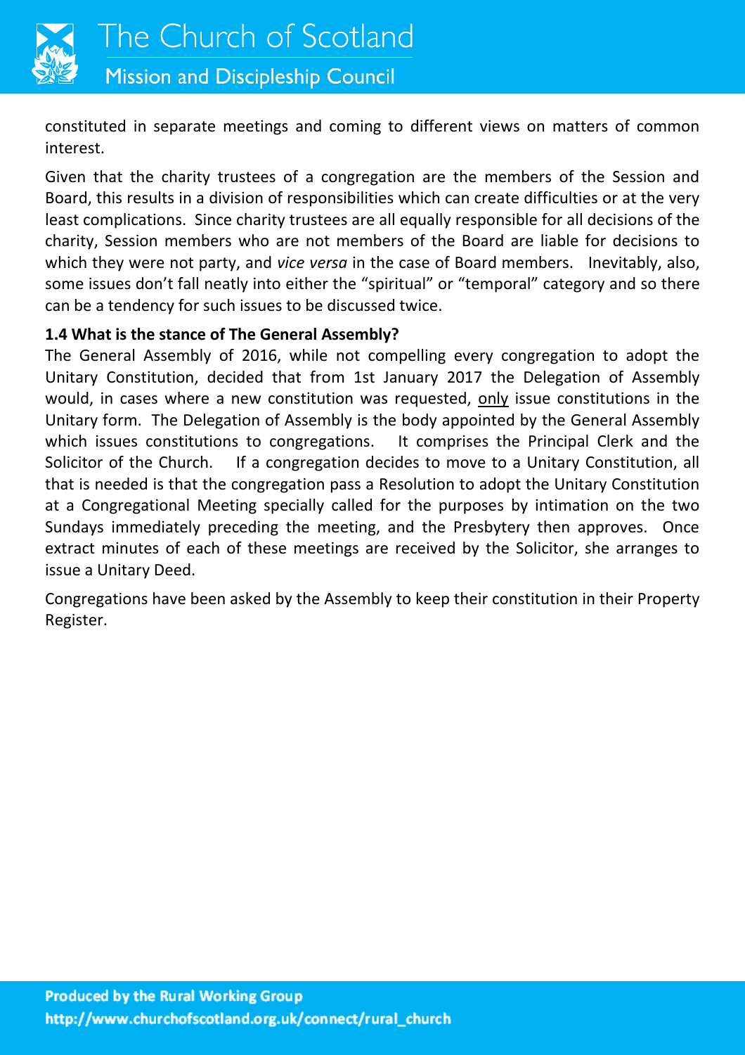constituted in separate meetings and coming to different views on matters of common interest.

Given that the charity trustees of a congregation are the members of the Session and Board, this results in a division of responsibilities which can create difficulties or at the very least complications. Since charity trustees are all equally responsible for all decisions of the charity, Session members who are not members of the Board are liable for decisions to which they were not party, and *vice versa* in the case of Board members. Inevitably, also, some issues don't fall neatly into either the "spiritual" or "temporal" category and so there can be a tendency for such issues to be discussed twice.

**1.4 What is the stance of The General Assembly?**

The General Assembly of 2016, while not compelling every congregation to adopt the Unitary Constitution, decided that from 1st January 2017 the Delegation of Assembly would, in cases where a new constitution was requested, <u>only</u> issue constitutions in the Unitary form. The Delegation of Assembly is the body appointed by the General Assembly which issues constitutions to congregations. It comprises the Principal Clerk and the Solicitor of the Church. If a congregation decides to move to a Unitary Constitution, all that is needed is that the congregation pass a Resolution to adopt the Unitary Constitution at a Congregational Meeting specially called for the purposes by intimation on the two Sundays immediately preceding the meeting, and the Presbytery then approves. Once extract minutes of each of these meetings are received by the Solicitor, she arranges to issue a Unitary Deed.

Congregations have been asked by the Assembly to keep their constitution in their Property Register.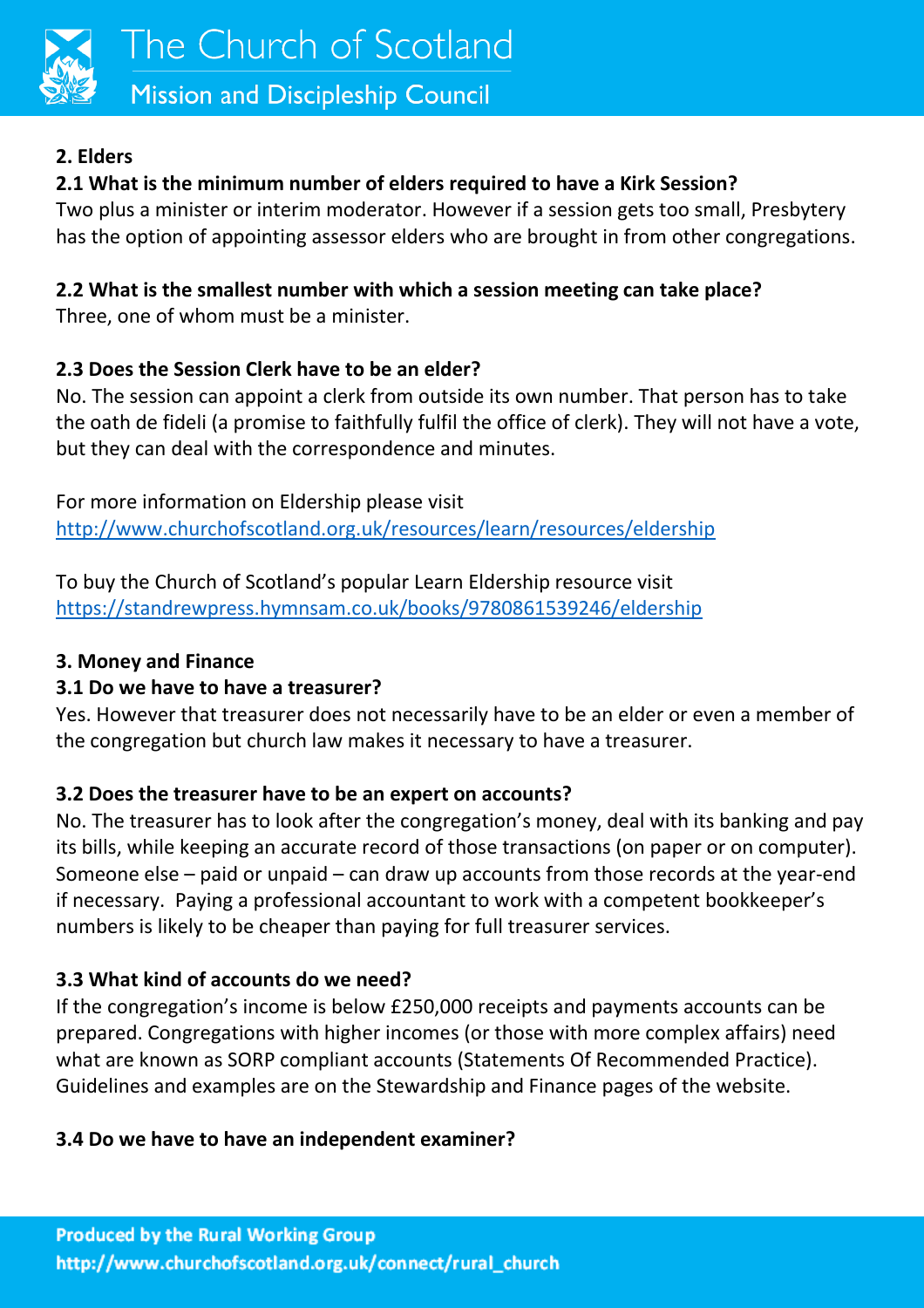## 2. Elders

### 2.1 What is the minimum number of elders required to have a Kirk Session?

Two plus a minister or interim moderator. However if a session gets too small, Presbytery has the option of appointing assessor elders who are brought in from other congregations.

### 2.2 What is the smallest number with which a session meeting can take place?

Three, one of whom must be a minister.

### 2.3 Does the Session Clerk have to be an elder?

No. The session can appoint a clerk from outside its own number. That person has to take the oath de fideli (a promise to faithfully fulfil the office of clerk). They will not have a vote, but they can deal with the correspondence and minutes.

For more information on Eldership please visit http://www.churchofscotland.org.uk/resources/learn/resources/eldership

To buy the Church of Scotland's popular Learn Eldership resource visit https://standrewpress.hymnsam.co.uk/books/9780861539246/eldership

## 3. Money and Finance

### 3.1 Do we have to have a treasurer?

Yes. However that treasurer does not necessarily have to be an elder or even a member of the congregation but church law makes it necessary to have a treasurer.

### 3.2 Does the treasurer have to be an expert on accounts?

No. The treasurer has to look after the congregation's money, deal with its banking and pay its bills, while keeping an accurate record of those transactions (on paper or on computer). Someone else – paid or unpaid – can draw up accounts from those records at the year-end if necessary. Paying a professional accountant to work with a competent bookkeeper's numbers is likely to be cheaper than paying for full treasurer services.

### 3.3 What kind of accounts do we need?

If the congregation's income is below £250,000 receipts and payments accounts can be prepared. Congregations with higher incomes (or those with more complex affairs) need what are known as SORP compliant accounts (Statements Of Recommended Practice). Guidelines and examples are on the Stewardship and Finance pages of the website.

### 3.4 Do we have to have an independent examiner?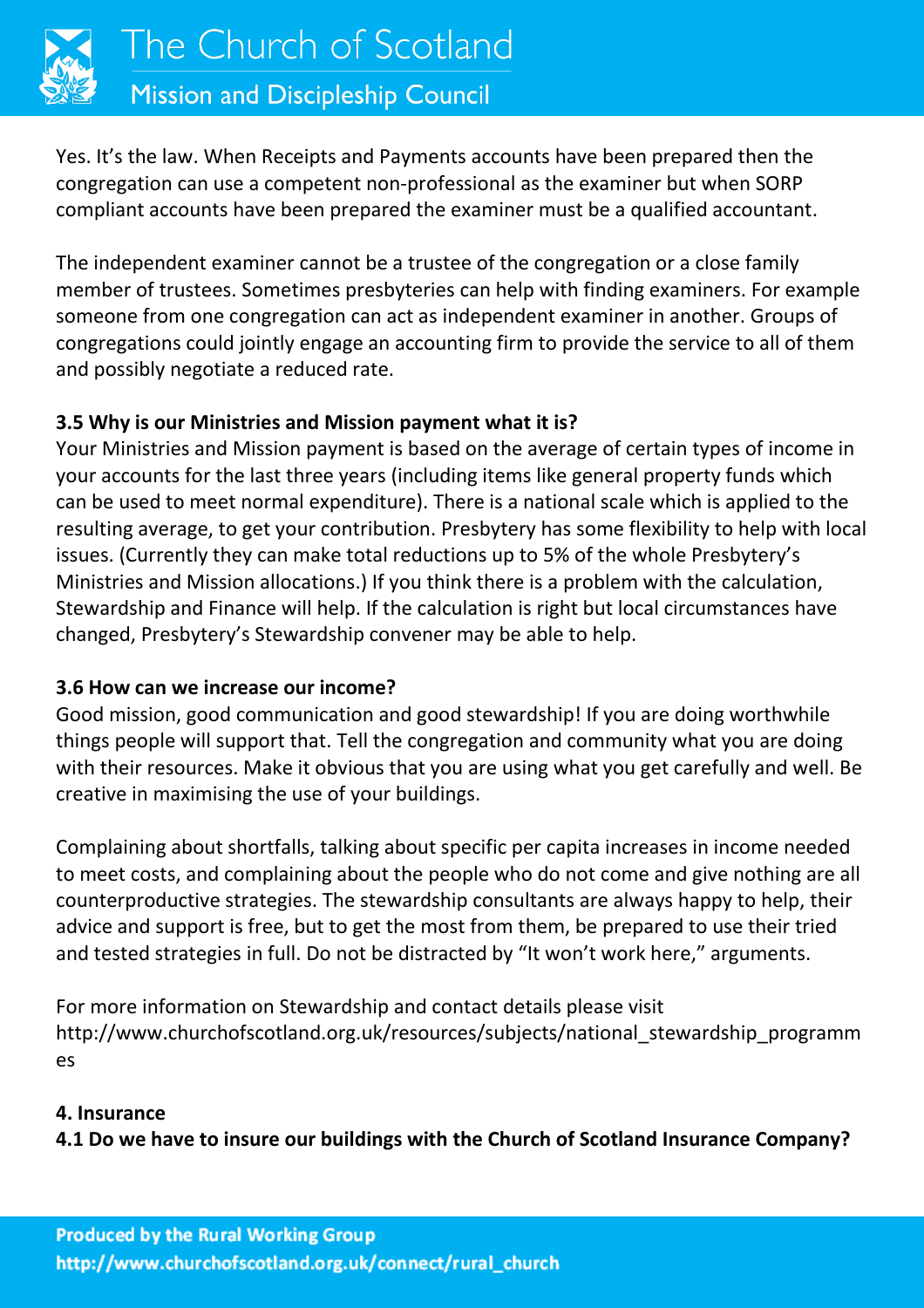Yes. It's the law. When Receipts and Payments accounts have been prepared then the congregation can use a competent non-professional as the examiner but when SORP compliant accounts have been prepared the examiner must be a qualified accountant.

The independent examiner cannot be a trustee of the congregation or a close family member of trustees. Sometimes presbyteries can help with finding examiners. For example someone from one congregation can act as independent examiner in another. Groups of congregations could jointly engage an accounting firm to provide the service to all of them and possibly negotiate a reduced rate.

**3.5 Why is our Ministries and Mission payment what it is?**

Your Ministries and Mission payment is based on the average of certain types of income in your accounts for the last three years (including items like general property funds which can be used to meet normal expenditure). There is a national scale which is applied to the resulting average, to get your contribution. Presbytery has some flexibility to help with local issues. (Currently they can make total reductions up to 5% of the whole Presbytery's Ministries and Mission allocations.) If you think there is a problem with the calculation, Stewardship and Finance will help. If the calculation is right but local circumstances have changed, Presbytery's Stewardship convener may be able to help.

**3.6 How can we increase our income?**

Good mission, good communication and good stewardship! If you are doing worthwhile things people will support that. Tell the congregation and community what you are doing with their resources. Make it obvious that you are using what you get carefully and well. Be creative in maximising the use of your buildings.

Complaining about shortfalls, talking about specific per capita increases in income needed to meet costs, and complaining about the people who do not come and give nothing are all counterproductive strategies. The stewardship consultants are always happy to help, their advice and support is free, but to get the most from them, be prepared to use their tried and tested strategies in full. Do not be distracted by "It won't work here," arguments.

For more information on Stewardship and contact details please visit http://www.churchofscotland.org.uk/resources/subjects/national_stewardship_programmes

**4. Insurance**

**4.1 Do we have to insure our buildings with the Church of Scotland Insurance Company?**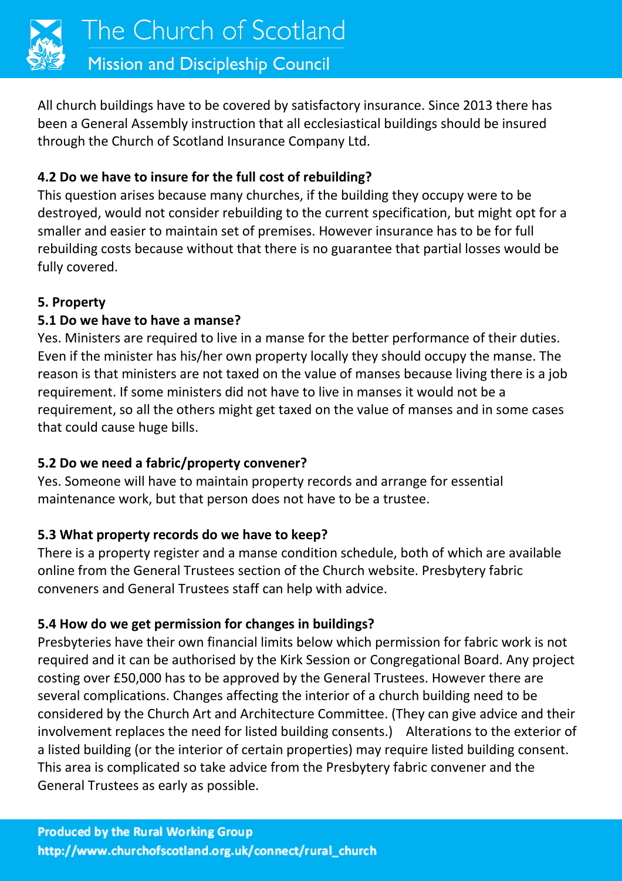All church buildings have to be covered by satisfactory insurance. Since 2013 there has been a General Assembly instruction that all ecclesiastical buildings should be insured through the Church of Scotland Insurance Company Ltd.

**4.2 Do we have to insure for the full cost of rebuilding?**

This question arises because many churches, if the building they occupy were to be destroyed, would not consider rebuilding to the current specification, but might opt for a smaller and easier to maintain set of premises. However insurance has to be for full rebuilding costs because without that there is no guarantee that partial losses would be fully covered.

## 5. Property

**5.1 Do we have to have a manse?**

Yes. Ministers are required to live in a manse for the better performance of their duties. Even if the minister has his/her own property locally they should occupy the manse. The reason is that ministers are not taxed on the value of manses because living there is a job requirement. If some ministers did not have to live in manses it would not be a requirement, so all the others might get taxed on the value of manses and in some cases that could cause huge bills.

**5.2 Do we need a fabric/property convener?**

Yes. Someone will have to maintain property records and arrange for essential maintenance work, but that person does not have to be a trustee.

**5.3 What property records do we have to keep?**

There is a property register and a manse condition schedule, both of which are available online from the General Trustees section of the Church website. Presbytery fabric conveners and General Trustees staff can help with advice.

**5.4 How do we get permission for changes in buildings?**

Presbyteries have their own financial limits below which permission for fabric work is not required and it can be authorised by the Kirk Session or Congregational Board. Any project costing over £50,000 has to be approved by the General Trustees. However there are several complications. Changes affecting the interior of a church building need to be considered by the Church Art and Architecture Committee. (They can give advice and their involvement replaces the need for listed building consents.) Alterations to the exterior of a listed building (or the interior of certain properties) may require listed building consent. This area is complicated so take advice from the Presbytery fabric convener and the General Trustees as early as possible.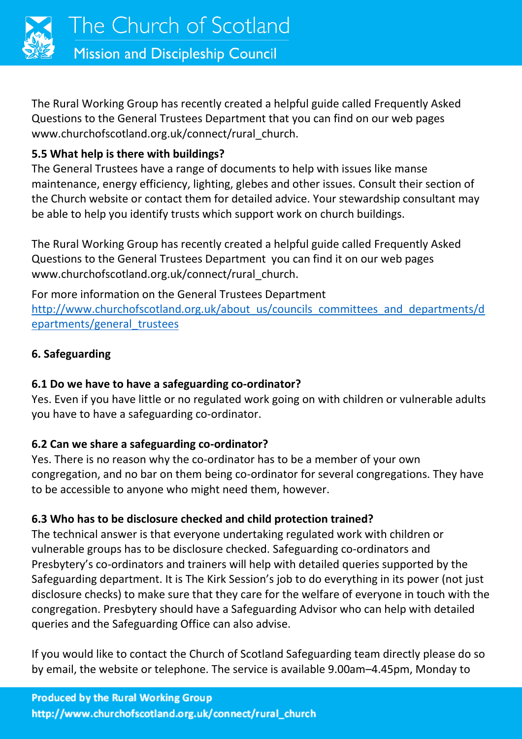The Rural Working Group has recently created a helpful guide called Frequently Asked Questions to the General Trustees Department that you can find on our web pages www.churchofscotland.org.uk/connect/rural_church.

### 5.5 What help is there with buildings?

The General Trustees have a range of documents to help with issues like manse maintenance, energy efficiency, lighting, glebes and other issues. Consult their section of the Church website or contact them for detailed advice. Your stewardship consultant may be able to help you identify trusts which support work on church buildings.

The Rural Working Group has recently created a helpful guide called Frequently Asked Questions to the General Trustees Department you can find it on our web pages www.churchofscotland.org.uk/connect/rural_church.

For more information on the General Trustees Department
http://www.churchofscotland.org.uk/about_us/councils_committees_and_departments/departments/general_trustees

## 6. Safeguarding

### 6.1 Do we have to have a safeguarding co-ordinator?

Yes. Even if you have little or no regulated work going on with children or vulnerable adults you have to have a safeguarding co-ordinator.

### 6.2 Can we share a safeguarding co-ordinator?

Yes. There is no reason why the co-ordinator has to be a member of your own congregation, and no bar on them being co-ordinator for several congregations. They have to be accessible to anyone who might need them, however.

### 6.3 Who has to be disclosure checked and child protection trained?

The technical answer is that everyone undertaking regulated work with children or vulnerable groups has to be disclosure checked. Safeguarding co-ordinators and Presbytery's co-ordinators and trainers will help with detailed queries supported by the Safeguarding department. It is The Kirk Session's job to do everything in its power (not just disclosure checks) to make sure that they care for the welfare of everyone in touch with the congregation. Presbytery should have a Safeguarding Advisor who can help with detailed queries and the Safeguarding Office can also advise.

If you would like to contact the Church of Scotland Safeguarding team directly please do so by email, the website or telephone. The service is available 9.00am–4.45pm, Monday to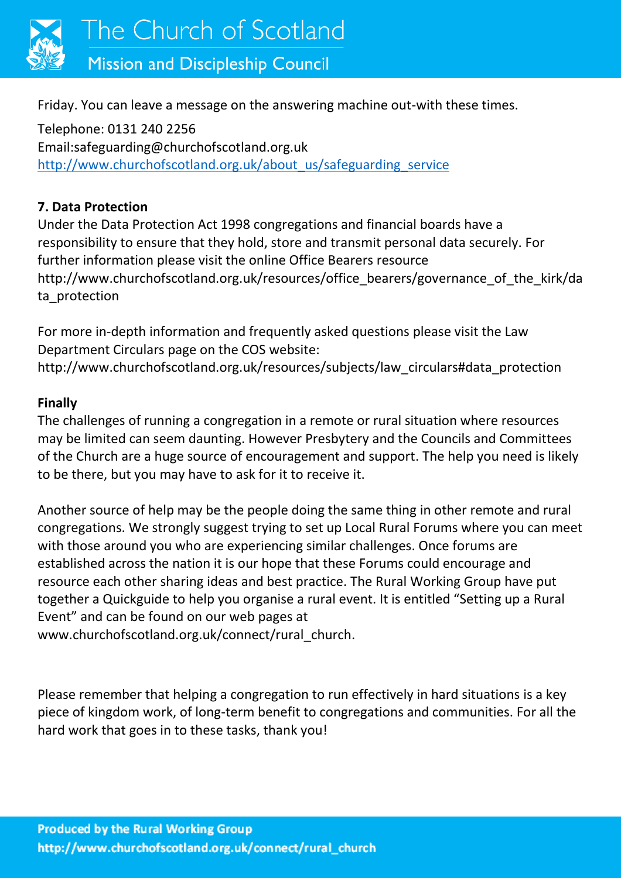Friday. You can leave a message on the answering machine out-with these times.

Telephone: 0131 240 2256
Email:safeguarding@churchofscotland.org.uk
http://www.churchofscotland.org.uk/about_us/safeguarding_service

**7. Data Protection**

Under the Data Protection Act 1998 congregations and financial boards have a responsibility to ensure that they hold, store and transmit personal data securely. For further information please visit the online Office Bearers resource http://www.churchofscotland.org.uk/resources/office_bearers/governance_of_the_kirk/data_protection

For more in-depth information and frequently asked questions please visit the Law Department Circulars page on the COS website:
http://www.churchofscotland.org.uk/resources/subjects/law_circulars#data_protection

**Finally**

The challenges of running a congregation in a remote or rural situation where resources may be limited can seem daunting. However Presbytery and the Councils and Committees of the Church are a huge source of encouragement and support. The help you need is likely to be there, but you may have to ask for it to receive it.

Another source of help may be the people doing the same thing in other remote and rural congregations. We strongly suggest trying to set up Local Rural Forums where you can meet with those around you who are experiencing similar challenges. Once forums are established across the nation it is our hope that these Forums could encourage and resource each other sharing ideas and best practice. The Rural Working Group have put together a Quickguide to help you organise a rural event. It is entitled "Setting up a Rural Event" and can be found on our web pages at www.churchofscotland.org.uk/connect/rural_church.

Please remember that helping a congregation to run effectively in hard situations is a key piece of kingdom work, of long-term benefit to congregations and communities. For all the hard work that goes in to these tasks, thank you!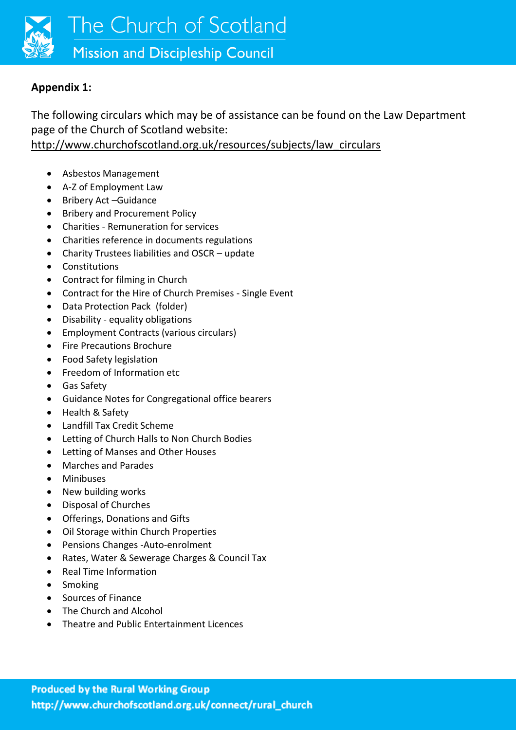**Appendix 1:**

The following circulars which may be of assistance can be found on the Law Department page of the Church of Scotland website: http://www.churchofscotland.org.uk/resources/subjects/law_circulars

- Asbestos Management
- A-Z of Employment Law
- Bribery Act –Guidance
- Bribery and Procurement Policy
- Charities - Remuneration for services
- Charities reference in documents regulations
- Charity Trustees liabilities and OSCR – update
- Constitutions
- Contract for filming in Church
- Contract for the Hire of Church Premises - Single Event
- Data Protection Pack (folder)
- Disability - equality obligations
- Employment Contracts (various circulars)
- Fire Precautions Brochure
- Food Safety legislation
- Freedom of Information etc
- Gas Safety
- Guidance Notes for Congregational office bearers
- Health & Safety
- Landfill Tax Credit Scheme
- Letting of Church Halls to Non Church Bodies
- Letting of Manses and Other Houses
- Marches and Parades
- Minibuses
- New building works
- Disposal of Churches
- Offerings, Donations and Gifts
- Oil Storage within Church Properties
- Pensions Changes -Auto-enrolment
- Rates, Water & Sewerage Charges & Council Tax
- Real Time Information
- Smoking
- Sources of Finance
- The Church and Alcohol
- Theatre and Public Entertainment Licences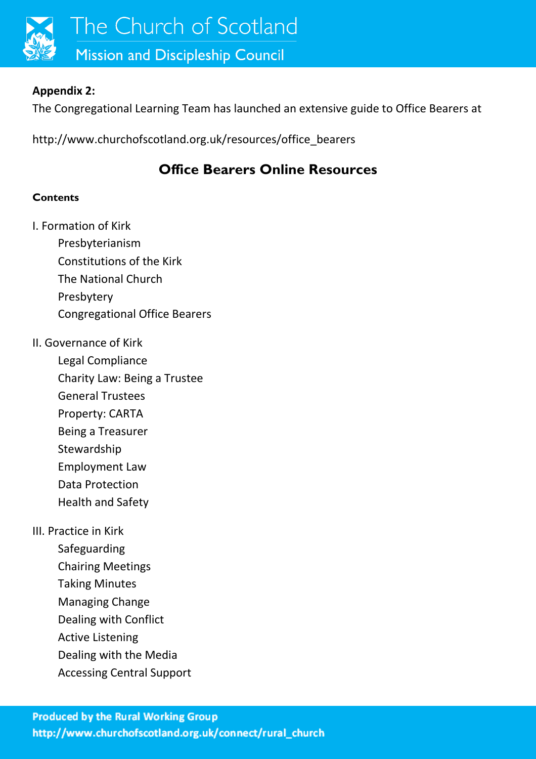**Appendix 2:**

The Congregational Learning Team has launched an extensive guide to Office Bearers at

http://www.churchofscotland.org.uk/resources/office_bearers

## Office Bearers Online Resources

**Contents**

I. Formation of Kirk
- Presbyterianism
- Constitutions of the Kirk
- The National Church
- Presbytery
- Congregational Office Bearers

II. Governance of Kirk
- Legal Compliance
- Charity Law: Being a Trustee
- General Trustees
- Property: CARTA
- Being a Treasurer
- Stewardship
- Employment Law
- Data Protection
- Health and Safety

III. Practice in Kirk
- Safeguarding
- Chairing Meetings
- Taking Minutes
- Managing Change
- Dealing with Conflict
- Active Listening
- Dealing with the Media
- Accessing Central Support